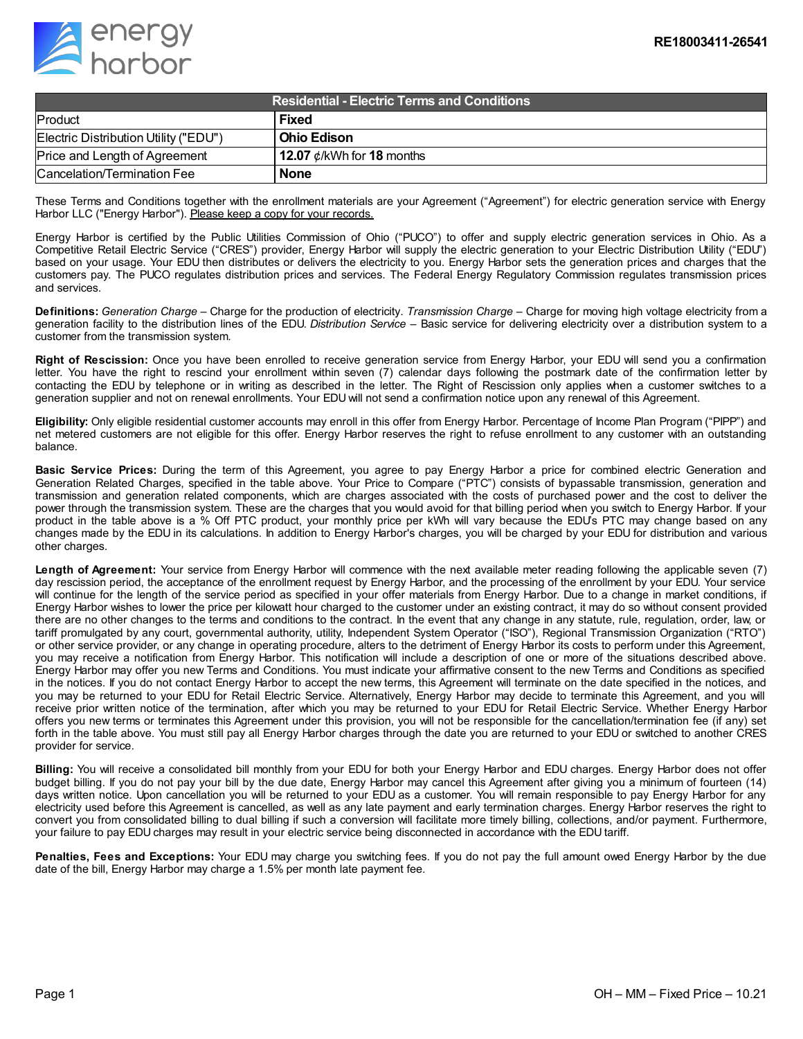energy harbor

RE18003411-26541

| Residential - Electric Terms and Conditions | |
|---|---|
| Product | **Fixed** |
| Electric Distribution Utility ("EDU") | **Ohio Edison** |
| Price and Length of Agreement | **12.07** ¢/kWh for **18** months |
| Cancelation/Termination Fee | **None** |

These Terms and Conditions together with the enrollment materials are your Agreement ("Agreement") for electric generation service with Energy Harbor LLC ("Energy Harbor"). Please keep a copy for your records.

Energy Harbor is certified by the Public Utilities Commission of Ohio ("PUCO") to offer and supply electric generation services in Ohio. As a Competitive Retail Electric Service ("CRES") provider, Energy Harbor will supply the electric generation to your Electric Distribution Utility ("EDU") based on your usage. Your EDU then distributes or delivers the electricity to you. Energy Harbor sets the generation prices and charges that the customers pay. The PUCO regulates distribution prices and services. The Federal Energy Regulatory Commission regulates transmission prices and services.

**Definitions:** *Generation Charge* – Charge for the production of electricity. *Transmission Charge* – Charge for moving high voltage electricity from a generation facility to the distribution lines of the EDU. *Distribution Service* – Basic service for delivering electricity over a distribution system to a customer from the transmission system.

**Right of Rescission:** Once you have been enrolled to receive generation service from Energy Harbor, your EDU will send you a confirmation letter. You have the right to rescind your enrollment within seven (7) calendar days following the postmark date of the confirmation letter by contacting the EDU by telephone or in writing as described in the letter. The Right of Rescission only applies when a customer switches to a generation supplier and not on renewal enrollments. Your EDU will not send a confirmation notice upon any renewal of this Agreement.

**Eligibility:** Only eligible residential customer accounts may enroll in this offer from Energy Harbor. Percentage of Income Plan Program ("PIPP") and net metered customers are not eligible for this offer. Energy Harbor reserves the right to refuse enrollment to any customer with an outstanding balance.

**Basic Service Prices:** During the term of this Agreement, you agree to pay Energy Harbor a price for combined electric Generation and Generation Related Charges, specified in the table above. Your Price to Compare ("PTC") consists of bypassable transmission, generation and transmission and generation related components, which are charges associated with the costs of purchased power and the cost to deliver the power through the transmission system. These are the charges that you would avoid for that billing period when you switch to Energy Harbor. If your product in the table above is a % Off PTC product, your monthly price per kWh will vary because the EDU's PTC may change based on any changes made by the EDU in its calculations. In addition to Energy Harbor's charges, you will be charged by your EDU for distribution and various other charges.

**Length of Agreement:** Your service from Energy Harbor will commence with the next available meter reading following the applicable seven (7) day rescission period, the acceptance of the enrollment request by Energy Harbor, and the processing of the enrollment by your EDU. Your service will continue for the length of the service period as specified in your offer materials from Energy Harbor. Due to a change in market conditions, if Energy Harbor wishes to lower the price per kilowatt hour charged to the customer under an existing contract, it may do so without consent provided there are no other changes to the terms and conditions to the contract. In the event that any change in any statute, rule, regulation, order, law, or tariff promulgated by any court, governmental authority, utility, Independent System Operator ("ISO"), Regional Transmission Organization ("RTO") or other service provider, or any change in operating procedure, alters to the detriment of Energy Harbor its costs to perform under this Agreement, you may receive a notification from Energy Harbor. This notification will include a description of one or more of the situations described above. Energy Harbor may offer you new Terms and Conditions. You must indicate your affirmative consent to the new Terms and Conditions as specified in the notices. If you do not contact Energy Harbor to accept the new terms, this Agreement will terminate on the date specified in the notices, and you may be returned to your EDU for Retail Electric Service. Alternatively, Energy Harbor may decide to terminate this Agreement, and you will receive prior written notice of the termination, after which you may be returned to your EDU for Retail Electric Service. Whether Energy Harbor offers you new terms or terminates this Agreement under this provision, you will not be responsible for the cancellation/termination fee (if any) set forth in the table above. You must still pay all Energy Harbor charges through the date you are returned to your EDU or switched to another CRES provider for service.

**Billing:** You will receive a consolidated bill monthly from your EDU for both your Energy Harbor and EDU charges. Energy Harbor does not offer budget billing. If you do not pay your bill by the due date, Energy Harbor may cancel this Agreement after giving you a minimum of fourteen (14) days written notice. Upon cancellation you will be returned to your EDU as a customer. You will remain responsible to pay Energy Harbor for any electricity used before this Agreement is cancelled, as well as any late payment and early termination charges. Energy Harbor reserves the right to convert you from consolidated billing to dual billing if such a conversion will facilitate more timely billing, collections, and/or payment. Furthermore, your failure to pay EDU charges may result in your electric service being disconnected in accordance with the EDU tariff.

**Penalties, Fees and Exceptions:** Your EDU may charge you switching fees. If you do not pay the full amount owed Energy Harbor by the due date of the bill, Energy Harbor may charge a 1.5% per month late payment fee.

OH – MM – Fixed Price – 10.21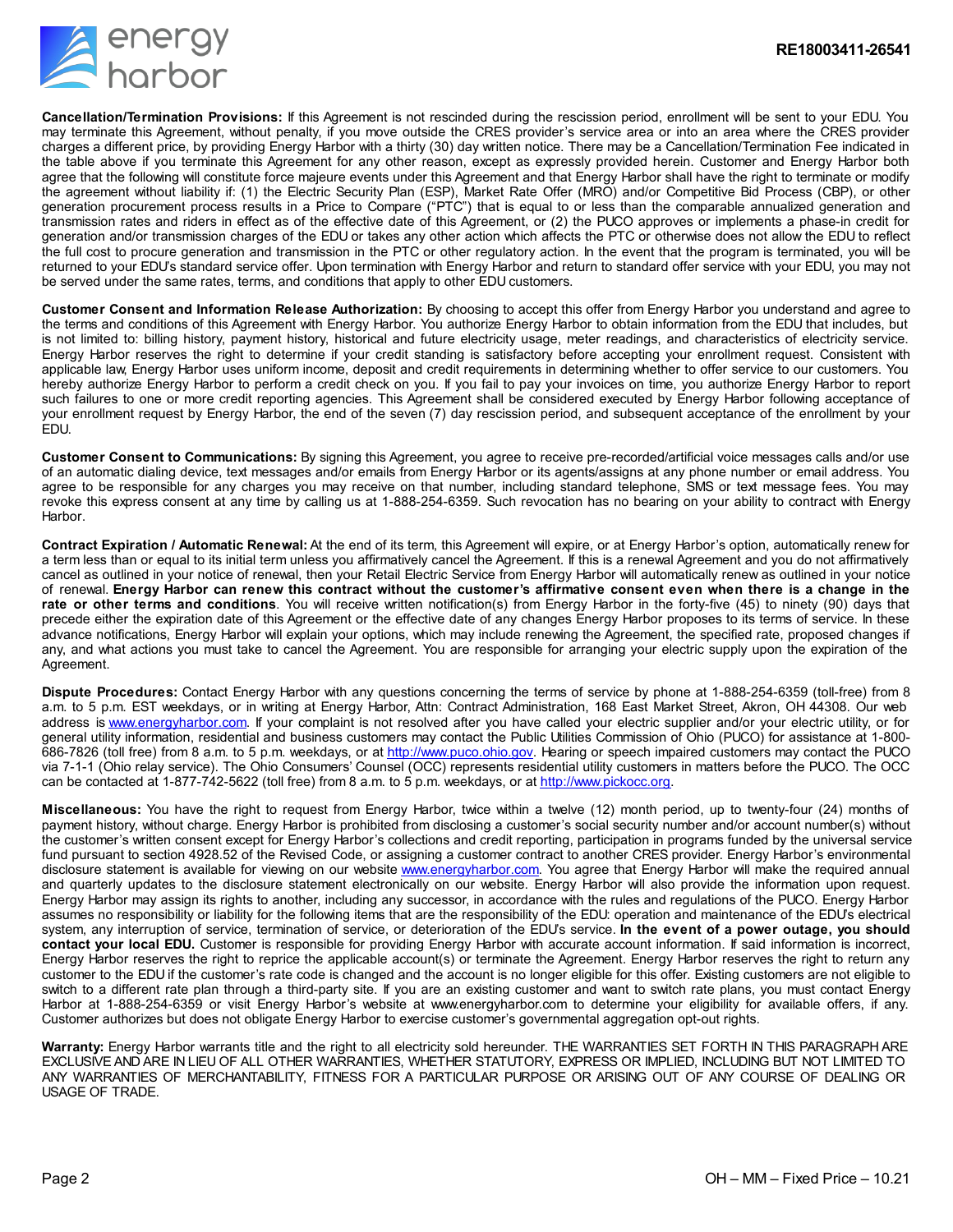**Cancellation/Termination Provisions:** If this Agreement is not rescinded during the rescission period, enrollment will be sent to your EDU. You may terminate this Agreement, without penalty, if you move outside the CRES provider's service area or into an area where the CRES provider charges a different price, by providing Energy Harbor with a thirty (30) day written notice. There may be a Cancellation/Termination Fee indicated in the table above if you terminate this Agreement for any other reason, except as expressly provided herein. Customer and Energy Harbor both agree that the following will constitute force majeure events under this Agreement and that Energy Harbor shall have the right to terminate or modify the agreement without liability if: (1) the Electric Security Plan (ESP), Market Rate Offer (MRO) and/or Competitive Bid Process (CBP), or other generation procurement process results in a Price to Compare ("PTC") that is equal to or less than the comparable annualized generation and transmission rates and riders in effect as of the effective date of this Agreement, or (2) the PUCO approves or implements a phase-in credit for generation and/or transmission charges of the EDU or takes any other action which affects the PTC or otherwise does not allow the EDU to reflect the full cost to procure generation and transmission in the PTC or other regulatory action. In the event that the program is terminated, you will be returned to your EDU's standard service offer. Upon termination with Energy Harbor and return to standard offer service with your EDU, you may not be served under the same rates, terms, and conditions that apply to other EDU customers.

**Customer Consent and Information Release Authorization:** By choosing to accept this offer from Energy Harbor you understand and agree to the terms and conditions of this Agreement with Energy Harbor. You authorize Energy Harbor to obtain information from the EDU that includes, but is not limited to: billing history, payment history, historical and future electricity usage, meter readings, and characteristics of electricity service. Energy Harbor reserves the right to determine if your credit standing is satisfactory before accepting your enrollment request. Consistent with applicable law, Energy Harbor uses uniform income, deposit and credit requirements in determining whether to offer service to our customers. You hereby authorize Energy Harbor to perform a credit check on you. If you fail to pay your invoices on time, you authorize Energy Harbor to report such failures to one or more credit reporting agencies. This Agreement shall be considered executed by Energy Harbor following acceptance of your enrollment request by Energy Harbor, the end of the seven (7) day rescission period, and subsequent acceptance of the enrollment by your EDU.

**Customer Consent to Communications:** By signing this Agreement, you agree to receive pre-recorded/artificial voice messages calls and/or use of an automatic dialing device, text messages and/or emails from Energy Harbor or its agents/assigns at any phone number or email address. You agree to be responsible for any charges you may receive on that number, including standard telephone, SMS or text message fees. You may revoke this express consent at any time by calling us at 1-888-254-6359. Such revocation has no bearing on your ability to contract with Energy Harbor.

**Contract Expiration / Automatic Renewal:** At the end of its term, this Agreement will expire, or at Energy Harbor's option, automatically renew for a term less than or equal to its initial term unless you affirmatively cancel the Agreement. If this is a renewal Agreement and you do not affirmatively cancel as outlined in your notice of renewal, then your Retail Electric Service from Energy Harbor will automatically renew as outlined in your notice of renewal. **Energy Harbor can renew this contract without the customer's affirmative consent even when there is a change in the rate or other terms and conditions**. You will receive written notification(s) from Energy Harbor in the forty-five (45) to ninety (90) days that precede either the expiration date of this Agreement or the effective date of any changes Energy Harbor proposes to its terms of service. In these advance notifications, Energy Harbor will explain your options, which may include renewing the Agreement, the specified rate, proposed changes if any, and what actions you must take to cancel the Agreement. You are responsible for arranging your electric supply upon the expiration of the Agreement.

**Dispute Procedures:** Contact Energy Harbor with any questions concerning the terms of service by phone at 1-888-254-6359 (toll-free) from 8 a.m. to 5 p.m. EST weekdays, or in writing at Energy Harbor, Attn: Contract Administration, 168 East Market Street, Akron, OH 44308. Our web address is www.energyharbor.com. If your complaint is not resolved after you have called your electric supplier and/or your electric utility, or for general utility information, residential and business customers may contact the Public Utilities Commission of Ohio (PUCO) for assistance at 1-800-686-7826 (toll free) from 8 a.m. to 5 p.m. weekdays, or at http://www.puco.ohio.gov. Hearing or speech impaired customers may contact the PUCO via 7-1-1 (Ohio relay service). The Ohio Consumers' Counsel (OCC) represents residential utility customers in matters before the PUCO. The OCC can be contacted at 1-877-742-5622 (toll free) from 8 a.m. to 5 p.m. weekdays, or at http://www.pickocc.org.

**Miscellaneous:** You have the right to request from Energy Harbor, twice within a twelve (12) month period, up to twenty-four (24) months of payment history, without charge. Energy Harbor is prohibited from disclosing a customer's social security number and/or account number(s) without the customer's written consent except for Energy Harbor's collections and credit reporting, participation in programs funded by the universal service fund pursuant to section 4928.52 of the Revised Code, or assigning a customer contract to another CRES provider. Energy Harbor's environmental disclosure statement is available for viewing on our website www.energyharbor.com. You agree that Energy Harbor will make the required annual and quarterly updates to the disclosure statement electronically on our website. Energy Harbor will also provide the information upon request. Energy Harbor may assign its rights to another, including any successor, in accordance with the rules and regulations of the PUCO. Energy Harbor assumes no responsibility or liability for the following items that are the responsibility of the EDU: operation and maintenance of the EDU's electrical system, any interruption of service, termination of service, or deterioration of the EDU's service. **In the event of a power outage, you should contact your local EDU.** Customer is responsible for providing Energy Harbor with accurate account information. If said information is incorrect, Energy Harbor reserves the right to reprice the applicable account(s) or terminate the Agreement. Energy Harbor reserves the right to return any customer to the EDU if the customer's rate code is changed and the account is no longer eligible for this offer. Existing customers are not eligible to switch to a different rate plan through a third-party site. If you are an existing customer and want to switch rate plans, you must contact Energy Harbor at 1-888-254-6359 or visit Energy Harbor's website at www.energyharbor.com to determine your eligibility for available offers, if any. Customer authorizes but does not obligate Energy Harbor to exercise customer's governmental aggregation opt-out rights.

**Warranty:** Energy Harbor warrants title and the right to all electricity sold hereunder. THE WARRANTIES SET FORTH IN THIS PARAGRAPH ARE EXCLUSIVE AND ARE IN LIEU OF ALL OTHER WARRANTIES, WHETHER STATUTORY, EXPRESS OR IMPLIED, INCLUDING BUT NOT LIMITED TO ANY WARRANTIES OF MERCHANTABILITY, FITNESS FOR A PARTICULAR PURPOSE OR ARISING OUT OF ANY COURSE OF DEALING OR USAGE OF TRADE.